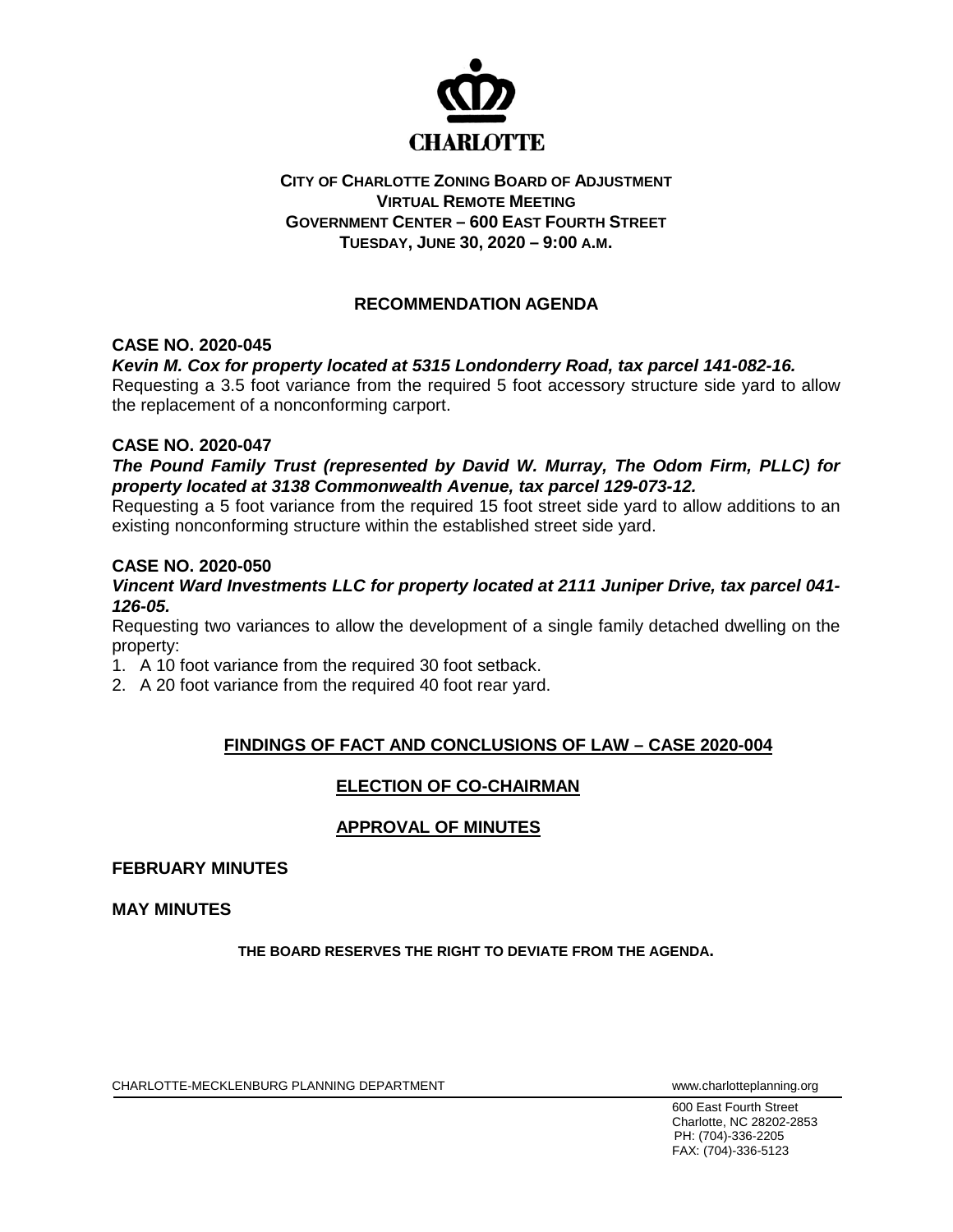CHARLOTTE

**CITY OF CHARLOTTE ZONING BOARD OF ADJUSTMENT**
**VIRTUAL REMOTE MEETING**
**GOVERNMENT CENTER – 600 EAST FOURTH STREET**
**TUESDAY, JUNE 30, 2020 – 9:00 A.M.**

## RECOMMENDATION AGENDA

### CASE NO. 2020-045

***Kevin M. Cox for property located at 5315 Londonderry Road, tax parcel 141-082-16.***

Requesting a 3.5 foot variance from the required 5 foot accessory structure side yard to allow the replacement of a nonconforming carport.

### CASE NO. 2020-047

***The Pound Family Trust (represented by David W. Murray, The Odom Firm, PLLC) for property located at 3138 Commonwealth Avenue, tax parcel 129-073-12.***

Requesting a 5 foot variance from the required 15 foot street side yard to allow additions to an existing nonconforming structure within the established street side yard.

### CASE NO. 2020-050

***Vincent Ward Investments LLC for property located at 2111 Juniper Drive, tax parcel 041-126-05.***

Requesting two variances to allow the development of a single family detached dwelling on the property:

1. A 10 foot variance from the required 30 foot setback.
2. A 20 foot variance from the required 40 foot rear yard.

## FINDINGS OF FACT AND CONCLUSIONS OF LAW – CASE 2020-004

## ELECTION OF CO-CHAIRMAN

## APPROVAL OF MINUTES

### FEBRUARY MINUTES

### MAY MINUTES

**THE BOARD RESERVES THE RIGHT TO DEVIATE FROM THE AGENDA.**

CHARLOTTE-MECKLENBURG PLANNING DEPARTMENT www.charlotteplanning.org

600 East Fourth Street
Charlotte, NC 28202-2853
PH: (704)-336-2205
FAX: (704)-336-5123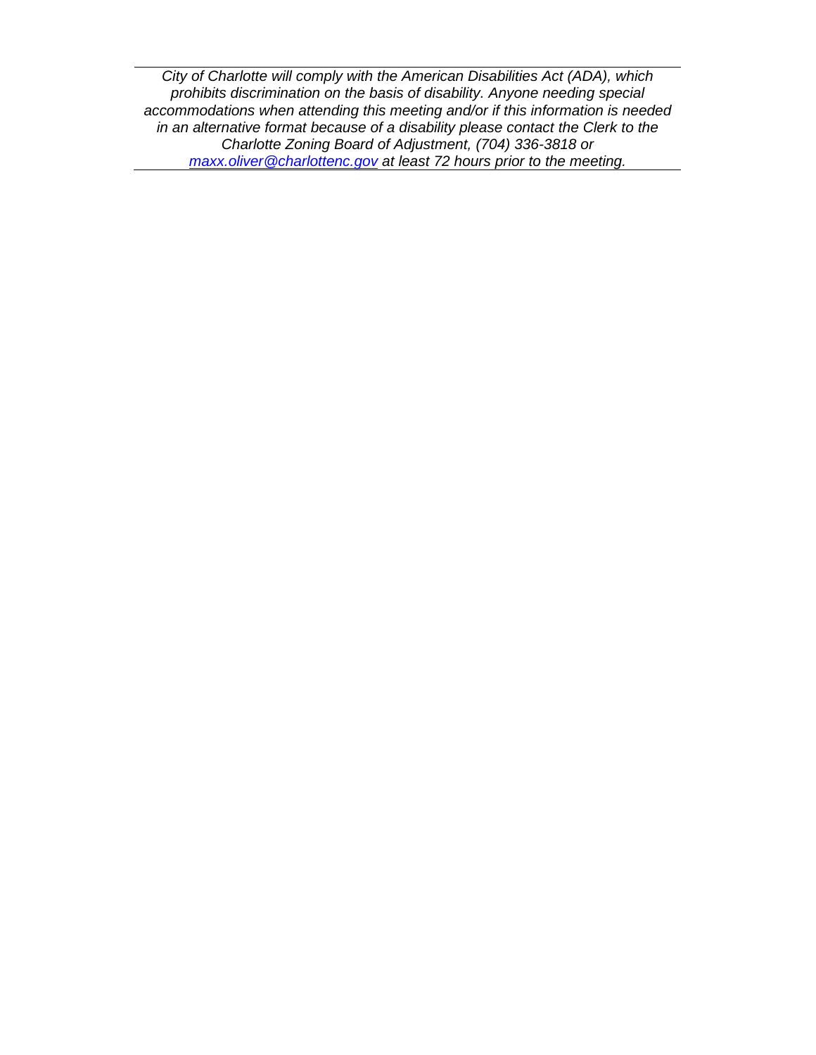*City of Charlotte will comply with the American Disabilities Act (ADA), which prohibits discrimination on the basis of disability. Anyone needing special accommodations when attending this meeting and/or if this information is needed in an alternative format because of a disability please contact the Clerk to the Charlotte Zoning Board of Adjustment, (704) 336-3818 or [maxx.oliver@charlottenc.gov](mailto:maxx.oliver@charlottenc.gov) at least 72 hours prior to the meeting.*